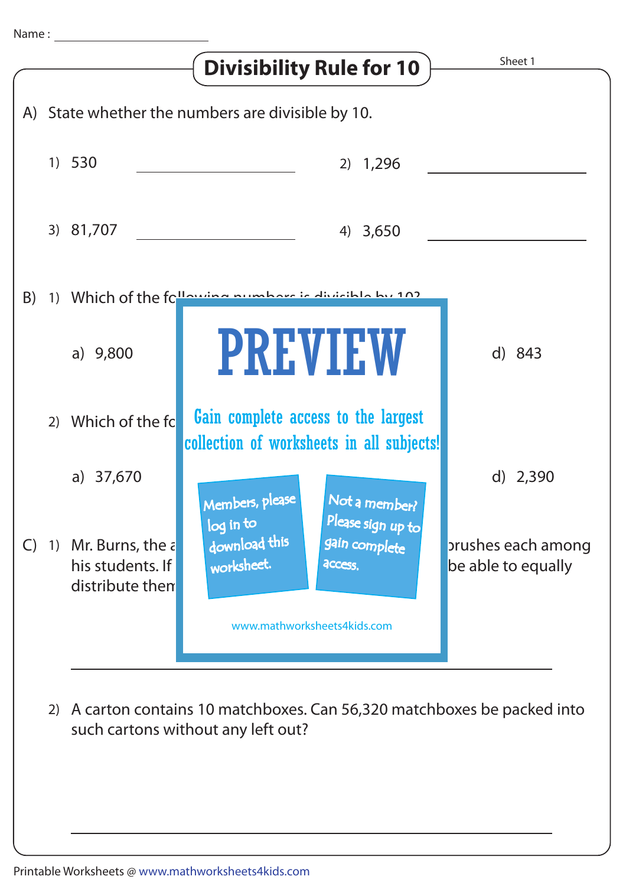Name : ______________________

# Divisibility Rule for 10

Sheet 1

A) State whether the numbers are divisible by 10.

1) 530 ______________

2) 1,296 ______________

3) 81,707 ______________

4) 3,650 ______________

B) 1) Which of the fo... numbers is divisible by 10?

a) 9,800 ... d) 843

2) Which of the fo...

a) 37,670 ... d) 2,390

C) 1) Mr. Burns, the a... ...brushes each among his students. If ... be able to equally distribute them...

______________________________________________

2) A carton contains 10 matchboxes. Can 56,320 matchboxes be packed into such cartons without any left out?

______________________________________________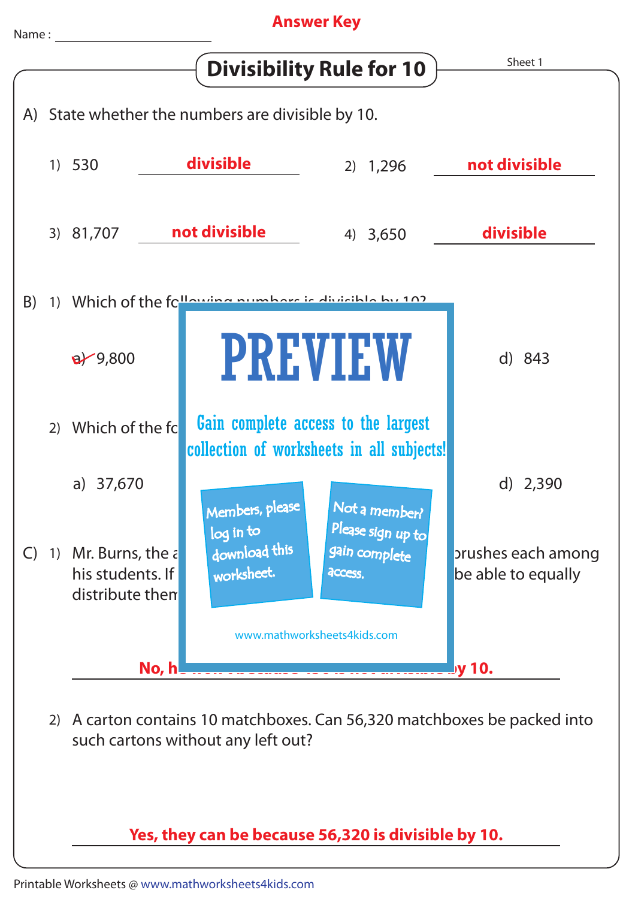**Answer Key**

Name : ____________________

# Divisibility Rule for 10

Sheet 1

A) State whether the numbers are divisible by 10.

1) 530 **divisible**

2) 1,296 **not divisible**

3) 81,707 **not divisible**

4) 3,650 **divisible**

B) 1) Which of the fo

a) 9,800

d) 843

2) Which of the fo

a) 37,670

d) 2,390

PREVIEW

Gain complete access to the largest collection of worksheets in all subjects!

Members, please log in to download this worksheet.

Not a member? Please sign up to gain complete access.

www.mathworksheets4kids.com

C) 1) Mr. Burns, the a ... brushes each among his students. If ... be able to equally distribute them

**No, h ... y 10.**

2) A carton contains 10 matchboxes. Can 56,320 matchboxes be packed into such cartons without any left out?

**Yes, they can be because 56,320 is divisible by 10.**